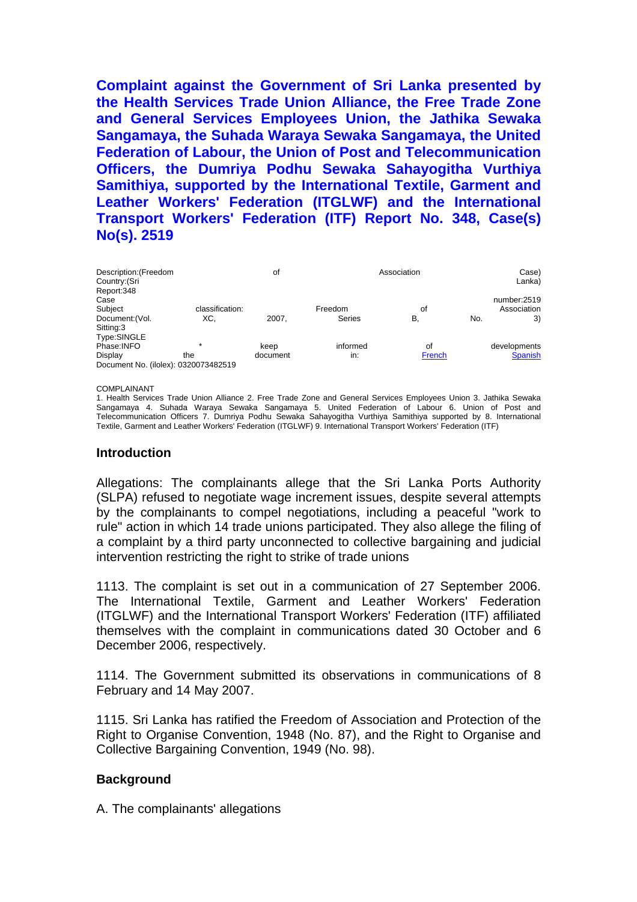# Complaint against the Government of Sri Lanka presented by the Health Services Trade Union Alliance, the Free Trade Zone and General Services Employees Union, the Jathika Sewaka Sangamaya, the Suhada Waraya Sewaka Sangamaya, the United Federation of Labour, the Union of Post and Telecommunication Officers, the Dumriya Podhu Sewaka Sahayogitha Vurthiya Samithiya, supported by the International Textile, Garment and Leather Workers' Federation (ITGLWF) and the International Transport Workers' Federation (ITF) Report No. 348, Case(s) No(s). 2519

Description:(Freedom of Association Case)
Country:(Sri Lanka)
Report:348
Case number:2519
Subject classification: Freedom of Association
Document:(Vol. XC, 2007, Series B, No. 3)
Sitting:3
Type:SINGLE
Phase:INFO * keep informed of developments
Display the document in: French Spanish
Document No. (ilolex): 0320073482519

COMPLAINANT

1. Health Services Trade Union Alliance 2. Free Trade Zone and General Services Employees Union 3. Jathika Sewaka Sangamaya 4. Suhada Waraya Sewaka Sangamaya 5. United Federation of Labour 6. Union of Post and Telecommunication Officers 7. Dumriya Podhu Sewaka Sahayogitha Vurthiya Samithiya supported by 8. International Textile, Garment and Leather Workers' Federation (ITGLWF) 9. International Transport Workers' Federation (ITF)

## Introduction

Allegations: The complainants allege that the Sri Lanka Ports Authority (SLPA) refused to negotiate wage increment issues, despite several attempts by the complainants to compel negotiations, including a peaceful "work to rule" action in which 14 trade unions participated. They also allege the filing of a complaint by a third party unconnected to collective bargaining and judicial intervention restricting the right to strike of trade unions

1113. The complaint is set out in a communication of 27 September 2006. The International Textile, Garment and Leather Workers' Federation (ITGLWF) and the International Transport Workers' Federation (ITF) affiliated themselves with the complaint in communications dated 30 October and 6 December 2006, respectively.

1114. The Government submitted its observations in communications of 8 February and 14 May 2007.

1115. Sri Lanka has ratified the Freedom of Association and Protection of the Right to Organise Convention, 1948 (No. 87), and the Right to Organise and Collective Bargaining Convention, 1949 (No. 98).

## Background

A. The complainants' allegations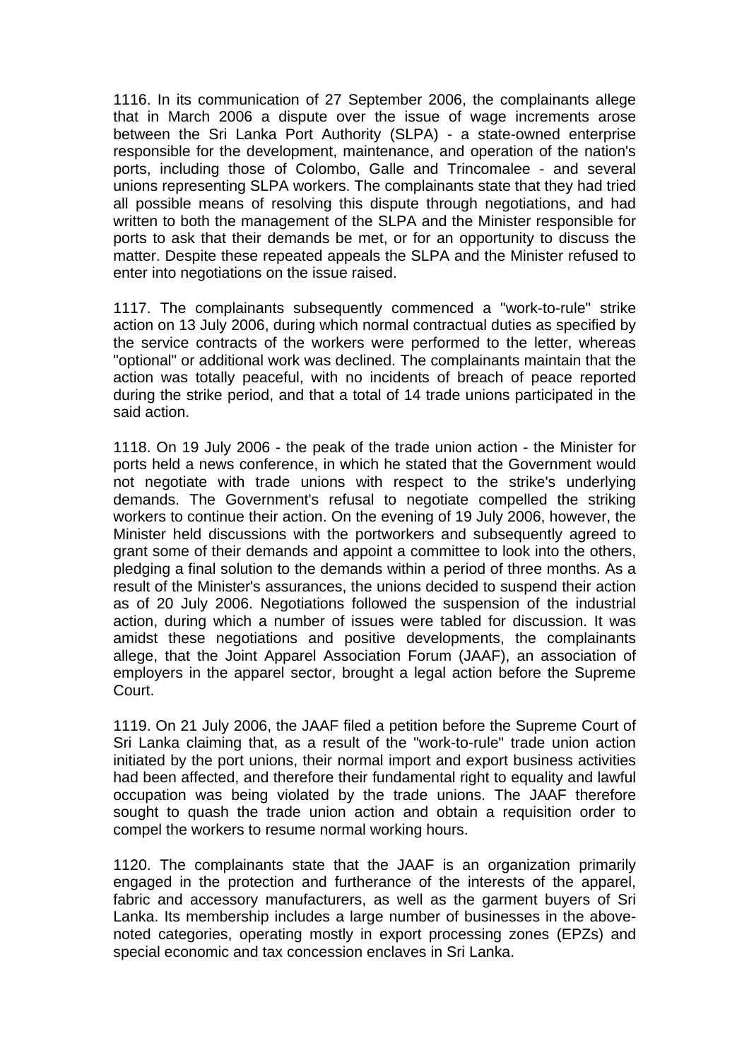1116. In its communication of 27 September 2006, the complainants allege that in March 2006 a dispute over the issue of wage increments arose between the Sri Lanka Port Authority (SLPA) - a state-owned enterprise responsible for the development, maintenance, and operation of the nation's ports, including those of Colombo, Galle and Trincomalee - and several unions representing SLPA workers. The complainants state that they had tried all possible means of resolving this dispute through negotiations, and had written to both the management of the SLPA and the Minister responsible for ports to ask that their demands be met, or for an opportunity to discuss the matter. Despite these repeated appeals the SLPA and the Minister refused to enter into negotiations on the issue raised.

1117. The complainants subsequently commenced a "work-to-rule" strike action on 13 July 2006, during which normal contractual duties as specified by the service contracts of the workers were performed to the letter, whereas "optional" or additional work was declined. The complainants maintain that the action was totally peaceful, with no incidents of breach of peace reported during the strike period, and that a total of 14 trade unions participated in the said action.

1118. On 19 July 2006 - the peak of the trade union action - the Minister for ports held a news conference, in which he stated that the Government would not negotiate with trade unions with respect to the strike's underlying demands. The Government's refusal to negotiate compelled the striking workers to continue their action. On the evening of 19 July 2006, however, the Minister held discussions with the portworkers and subsequently agreed to grant some of their demands and appoint a committee to look into the others, pledging a final solution to the demands within a period of three months. As a result of the Minister's assurances, the unions decided to suspend their action as of 20 July 2006. Negotiations followed the suspension of the industrial action, during which a number of issues were tabled for discussion. It was amidst these negotiations and positive developments, the complainants allege, that the Joint Apparel Association Forum (JAAF), an association of employers in the apparel sector, brought a legal action before the Supreme Court.

1119. On 21 July 2006, the JAAF filed a petition before the Supreme Court of Sri Lanka claiming that, as a result of the "work-to-rule" trade union action initiated by the port unions, their normal import and export business activities had been affected, and therefore their fundamental right to equality and lawful occupation was being violated by the trade unions. The JAAF therefore sought to quash the trade union action and obtain a requisition order to compel the workers to resume normal working hours.

1120. The complainants state that the JAAF is an organization primarily engaged in the protection and furtherance of the interests of the apparel, fabric and accessory manufacturers, as well as the garment buyers of Sri Lanka. Its membership includes a large number of businesses in the above-noted categories, operating mostly in export processing zones (EPZs) and special economic and tax concession enclaves in Sri Lanka.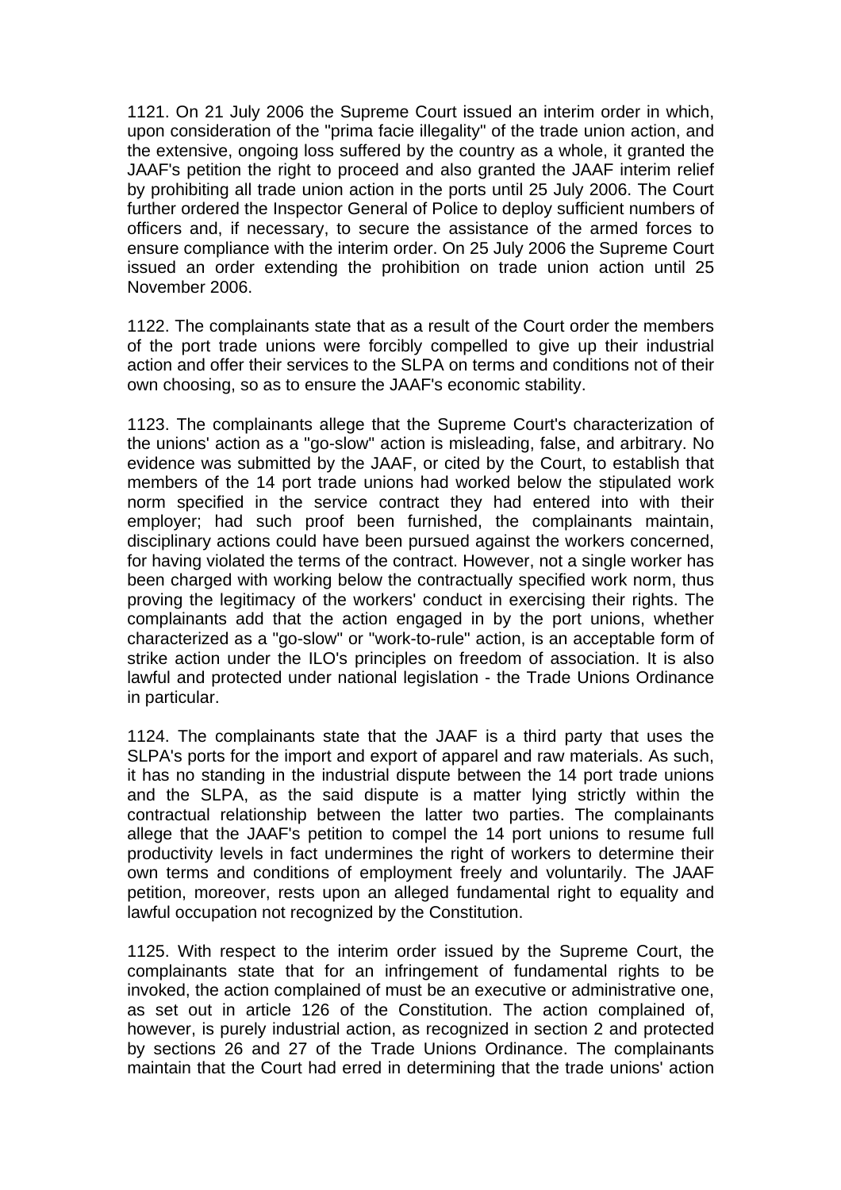1121. On 21 July 2006 the Supreme Court issued an interim order in which, upon consideration of the "prima facie illegality" of the trade union action, and the extensive, ongoing loss suffered by the country as a whole, it granted the JAAF's petition the right to proceed and also granted the JAAF interim relief by prohibiting all trade union action in the ports until 25 July 2006. The Court further ordered the Inspector General of Police to deploy sufficient numbers of officers and, if necessary, to secure the assistance of the armed forces to ensure compliance with the interim order. On 25 July 2006 the Supreme Court issued an order extending the prohibition on trade union action until 25 November 2006.

1122. The complainants state that as a result of the Court order the members of the port trade unions were forcibly compelled to give up their industrial action and offer their services to the SLPA on terms and conditions not of their own choosing, so as to ensure the JAAF's economic stability.

1123. The complainants allege that the Supreme Court's characterization of the unions' action as a "go-slow" action is misleading, false, and arbitrary. No evidence was submitted by the JAAF, or cited by the Court, to establish that members of the 14 port trade unions had worked below the stipulated work norm specified in the service contract they had entered into with their employer; had such proof been furnished, the complainants maintain, disciplinary actions could have been pursued against the workers concerned, for having violated the terms of the contract. However, not a single worker has been charged with working below the contractually specified work norm, thus proving the legitimacy of the workers' conduct in exercising their rights. The complainants add that the action engaged in by the port unions, whether characterized as a "go-slow" or "work-to-rule" action, is an acceptable form of strike action under the ILO's principles on freedom of association. It is also lawful and protected under national legislation - the Trade Unions Ordinance in particular.

1124. The complainants state that the JAAF is a third party that uses the SLPA's ports for the import and export of apparel and raw materials. As such, it has no standing in the industrial dispute between the 14 port trade unions and the SLPA, as the said dispute is a matter lying strictly within the contractual relationship between the latter two parties. The complainants allege that the JAAF's petition to compel the 14 port unions to resume full productivity levels in fact undermines the right of workers to determine their own terms and conditions of employment freely and voluntarily. The JAAF petition, moreover, rests upon an alleged fundamental right to equality and lawful occupation not recognized by the Constitution.

1125. With respect to the interim order issued by the Supreme Court, the complainants state that for an infringement of fundamental rights to be invoked, the action complained of must be an executive or administrative one, as set out in article 126 of the Constitution. The action complained of, however, is purely industrial action, as recognized in section 2 and protected by sections 26 and 27 of the Trade Unions Ordinance. The complainants maintain that the Court had erred in determining that the trade unions' action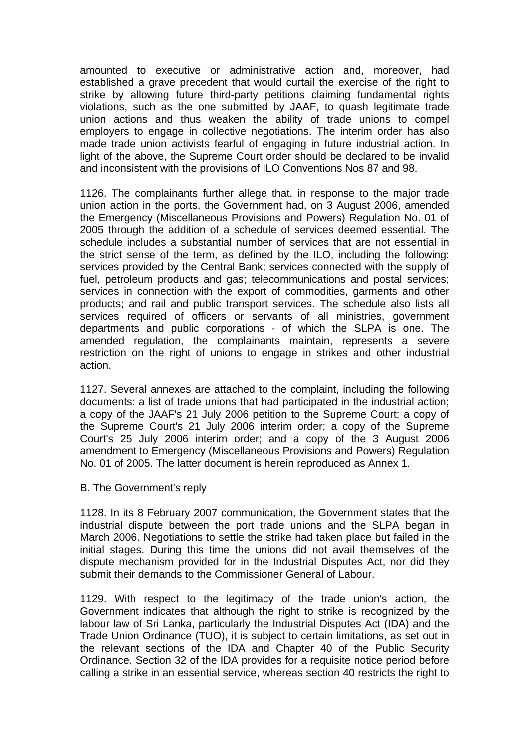amounted to executive or administrative action and, moreover, had established a grave precedent that would curtail the exercise of the right to strike by allowing future third-party petitions claiming fundamental rights violations, such as the one submitted by JAAF, to quash legitimate trade union actions and thus weaken the ability of trade unions to compel employers to engage in collective negotiations. The interim order has also made trade union activists fearful of engaging in future industrial action. In light of the above, the Supreme Court order should be declared to be invalid and inconsistent with the provisions of ILO Conventions Nos 87 and 98.

1126. The complainants further allege that, in response to the major trade union action in the ports, the Government had, on 3 August 2006, amended the Emergency (Miscellaneous Provisions and Powers) Regulation No. 01 of 2005 through the addition of a schedule of services deemed essential. The schedule includes a substantial number of services that are not essential in the strict sense of the term, as defined by the ILO, including the following: services provided by the Central Bank; services connected with the supply of fuel, petroleum products and gas; telecommunications and postal services; services in connection with the export of commodities, garments and other products; and rail and public transport services. The schedule also lists all services required of officers or servants of all ministries, government departments and public corporations - of which the SLPA is one. The amended regulation, the complainants maintain, represents a severe restriction on the right of unions to engage in strikes and other industrial action.

1127. Several annexes are attached to the complaint, including the following documents: a list of trade unions that had participated in the industrial action; a copy of the JAAF's 21 July 2006 petition to the Supreme Court; a copy of the Supreme Court's 21 July 2006 interim order; a copy of the Supreme Court's 25 July 2006 interim order; and a copy of the 3 August 2006 amendment to Emergency (Miscellaneous Provisions and Powers) Regulation No. 01 of 2005. The latter document is herein reproduced as Annex 1.

B. The Government's reply

1128. In its 8 February 2007 communication, the Government states that the industrial dispute between the port trade unions and the SLPA began in March 2006. Negotiations to settle the strike had taken place but failed in the initial stages. During this time the unions did not avail themselves of the dispute mechanism provided for in the Industrial Disputes Act, nor did they submit their demands to the Commissioner General of Labour.

1129. With respect to the legitimacy of the trade union's action, the Government indicates that although the right to strike is recognized by the labour law of Sri Lanka, particularly the Industrial Disputes Act (IDA) and the Trade Union Ordinance (TUO), it is subject to certain limitations, as set out in the relevant sections of the IDA and Chapter 40 of the Public Security Ordinance. Section 32 of the IDA provides for a requisite notice period before calling a strike in an essential service, whereas section 40 restricts the right to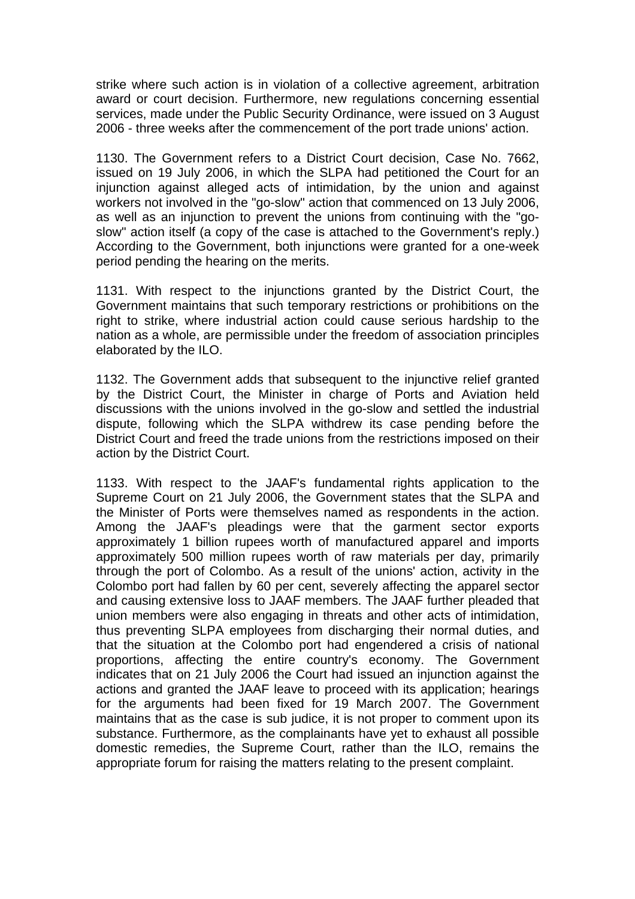strike where such action is in violation of a collective agreement, arbitration award or court decision. Furthermore, new regulations concerning essential services, made under the Public Security Ordinance, were issued on 3 August 2006 - three weeks after the commencement of the port trade unions' action.

1130. The Government refers to a District Court decision, Case No. 7662, issued on 19 July 2006, in which the SLPA had petitioned the Court for an injunction against alleged acts of intimidation, by the union and against workers not involved in the "go-slow" action that commenced on 13 July 2006, as well as an injunction to prevent the unions from continuing with the "go-slow" action itself (a copy of the case is attached to the Government's reply.) According to the Government, both injunctions were granted for a one-week period pending the hearing on the merits.

1131. With respect to the injunctions granted by the District Court, the Government maintains that such temporary restrictions or prohibitions on the right to strike, where industrial action could cause serious hardship to the nation as a whole, are permissible under the freedom of association principles elaborated by the ILO.

1132. The Government adds that subsequent to the injunctive relief granted by the District Court, the Minister in charge of Ports and Aviation held discussions with the unions involved in the go-slow and settled the industrial dispute, following which the SLPA withdrew its case pending before the District Court and freed the trade unions from the restrictions imposed on their action by the District Court.

1133. With respect to the JAAF's fundamental rights application to the Supreme Court on 21 July 2006, the Government states that the SLPA and the Minister of Ports were themselves named as respondents in the action. Among the JAAF's pleadings were that the garment sector exports approximately 1 billion rupees worth of manufactured apparel and imports approximately 500 million rupees worth of raw materials per day, primarily through the port of Colombo. As a result of the unions' action, activity in the Colombo port had fallen by 60 per cent, severely affecting the apparel sector and causing extensive loss to JAAF members. The JAAF further pleaded that union members were also engaging in threats and other acts of intimidation, thus preventing SLPA employees from discharging their normal duties, and that the situation at the Colombo port had engendered a crisis of national proportions, affecting the entire country's economy. The Government indicates that on 21 July 2006 the Court had issued an injunction against the actions and granted the JAAF leave to proceed with its application; hearings for the arguments had been fixed for 19 March 2007. The Government maintains that as the case is sub judice, it is not proper to comment upon its substance. Furthermore, as the complainants have yet to exhaust all possible domestic remedies, the Supreme Court, rather than the ILO, remains the appropriate forum for raising the matters relating to the present complaint.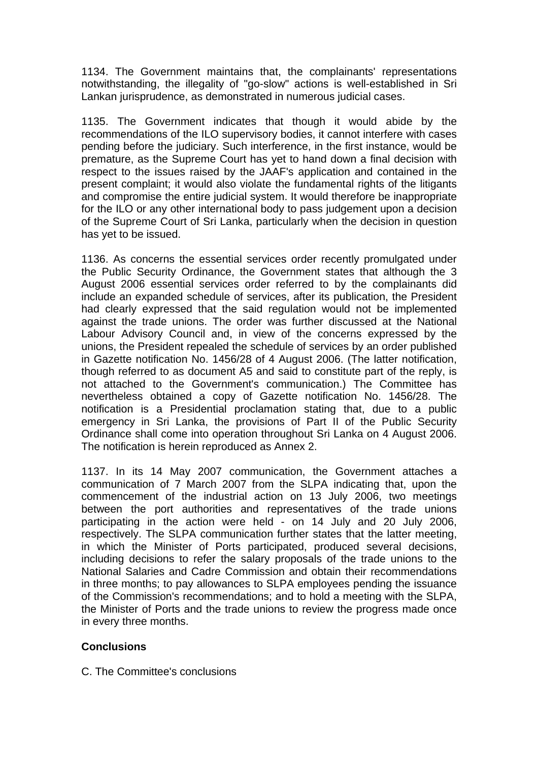1134. The Government maintains that, the complainants' representations notwithstanding, the illegality of "go-slow" actions is well-established in Sri Lankan jurisprudence, as demonstrated in numerous judicial cases.

1135. The Government indicates that though it would abide by the recommendations of the ILO supervisory bodies, it cannot interfere with cases pending before the judiciary. Such interference, in the first instance, would be premature, as the Supreme Court has yet to hand down a final decision with respect to the issues raised by the JAAF's application and contained in the present complaint; it would also violate the fundamental rights of the litigants and compromise the entire judicial system. It would therefore be inappropriate for the ILO or any other international body to pass judgement upon a decision of the Supreme Court of Sri Lanka, particularly when the decision in question has yet to be issued.

1136. As concerns the essential services order recently promulgated under the Public Security Ordinance, the Government states that although the 3 August 2006 essential services order referred to by the complainants did include an expanded schedule of services, after its publication, the President had clearly expressed that the said regulation would not be implemented against the trade unions. The order was further discussed at the National Labour Advisory Council and, in view of the concerns expressed by the unions, the President repealed the schedule of services by an order published in Gazette notification No. 1456/28 of 4 August 2006. (The latter notification, though referred to as document A5 and said to constitute part of the reply, is not attached to the Government's communication.) The Committee has nevertheless obtained a copy of Gazette notification No. 1456/28. The notification is a Presidential proclamation stating that, due to a public emergency in Sri Lanka, the provisions of Part II of the Public Security Ordinance shall come into operation throughout Sri Lanka on 4 August 2006. The notification is herein reproduced as Annex 2.

1137. In its 14 May 2007 communication, the Government attaches a communication of 7 March 2007 from the SLPA indicating that, upon the commencement of the industrial action on 13 July 2006, two meetings between the port authorities and representatives of the trade unions participating in the action were held - on 14 July and 20 July 2006, respectively. The SLPA communication further states that the latter meeting, in which the Minister of Ports participated, produced several decisions, including decisions to refer the salary proposals of the trade unions to the National Salaries and Cadre Commission and obtain their recommendations in three months; to pay allowances to SLPA employees pending the issuance of the Commission's recommendations; and to hold a meeting with the SLPA, the Minister of Ports and the trade unions to review the progress made once in every three months.

**Conclusions**

C. The Committee's conclusions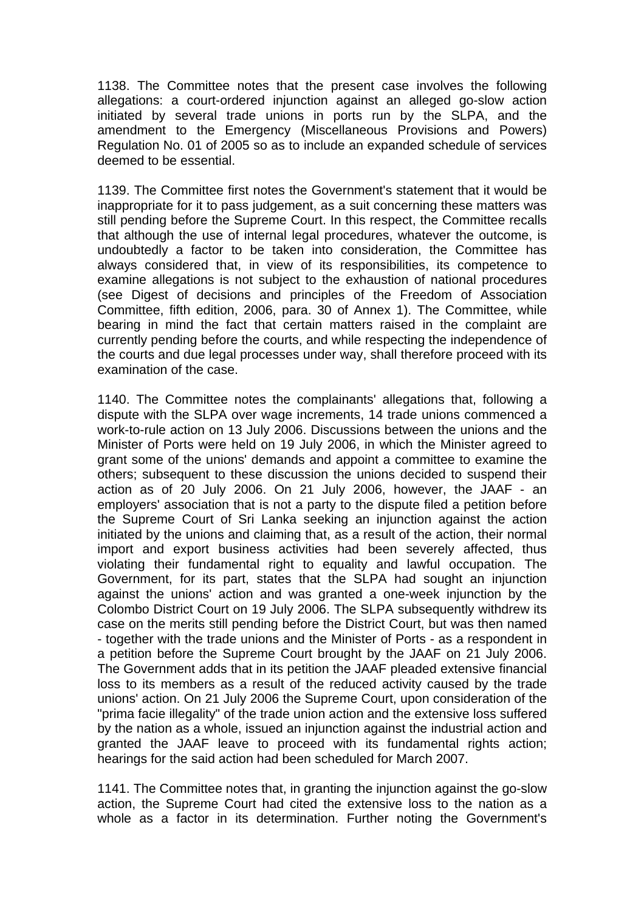1138. The Committee notes that the present case involves the following allegations: a court-ordered injunction against an alleged go-slow action initiated by several trade unions in ports run by the SLPA, and the amendment to the Emergency (Miscellaneous Provisions and Powers) Regulation No. 01 of 2005 so as to include an expanded schedule of services deemed to be essential.

1139. The Committee first notes the Government's statement that it would be inappropriate for it to pass judgement, as a suit concerning these matters was still pending before the Supreme Court. In this respect, the Committee recalls that although the use of internal legal procedures, whatever the outcome, is undoubtedly a factor to be taken into consideration, the Committee has always considered that, in view of its responsibilities, its competence to examine allegations is not subject to the exhaustion of national procedures (see Digest of decisions and principles of the Freedom of Association Committee, fifth edition, 2006, para. 30 of Annex 1). The Committee, while bearing in mind the fact that certain matters raised in the complaint are currently pending before the courts, and while respecting the independence of the courts and due legal processes under way, shall therefore proceed with its examination of the case.

1140. The Committee notes the complainants' allegations that, following a dispute with the SLPA over wage increments, 14 trade unions commenced a work-to-rule action on 13 July 2006. Discussions between the unions and the Minister of Ports were held on 19 July 2006, in which the Minister agreed to grant some of the unions' demands and appoint a committee to examine the others; subsequent to these discussion the unions decided to suspend their action as of 20 July 2006. On 21 July 2006, however, the JAAF - an employers' association that is not a party to the dispute filed a petition before the Supreme Court of Sri Lanka seeking an injunction against the action initiated by the unions and claiming that, as a result of the action, their normal import and export business activities had been severely affected, thus violating their fundamental right to equality and lawful occupation. The Government, for its part, states that the SLPA had sought an injunction against the unions' action and was granted a one-week injunction by the Colombo District Court on 19 July 2006. The SLPA subsequently withdrew its case on the merits still pending before the District Court, but was then named - together with the trade unions and the Minister of Ports - as a respondent in a petition before the Supreme Court brought by the JAAF on 21 July 2006. The Government adds that in its petition the JAAF pleaded extensive financial loss to its members as a result of the reduced activity caused by the trade unions' action. On 21 July 2006 the Supreme Court, upon consideration of the "prima facie illegality" of the trade union action and the extensive loss suffered by the nation as a whole, issued an injunction against the industrial action and granted the JAAF leave to proceed with its fundamental rights action; hearings for the said action had been scheduled for March 2007.

1141. The Committee notes that, in granting the injunction against the go-slow action, the Supreme Court had cited the extensive loss to the nation as a whole as a factor in its determination. Further noting the Government's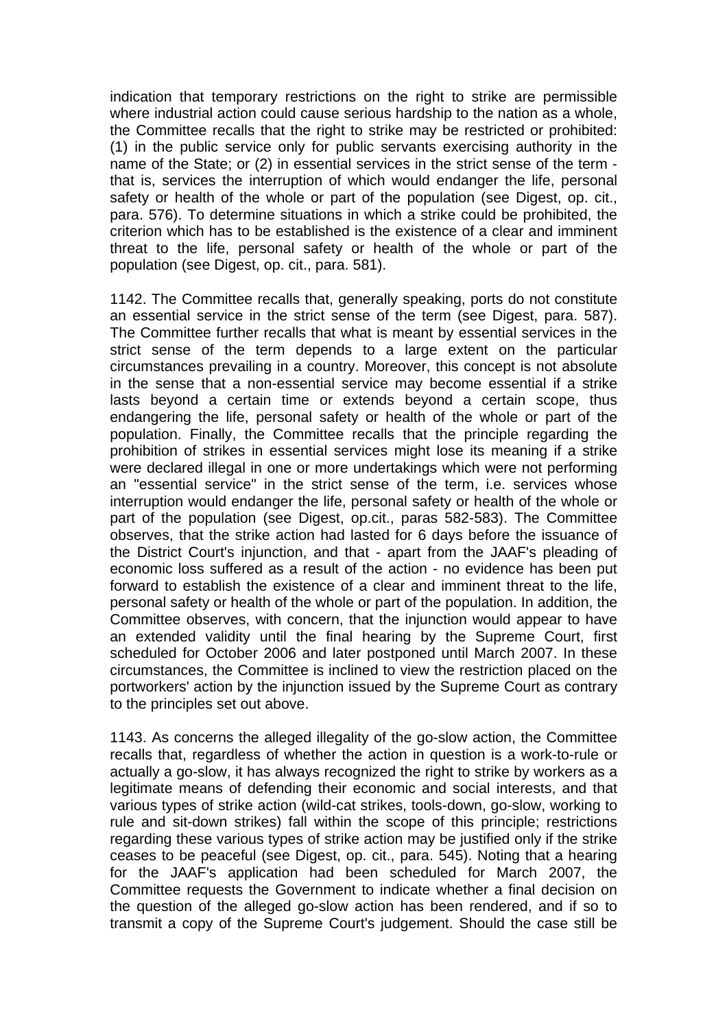indication that temporary restrictions on the right to strike are permissible where industrial action could cause serious hardship to the nation as a whole, the Committee recalls that the right to strike may be restricted or prohibited: (1) in the public service only for public servants exercising authority in the name of the State; or (2) in essential services in the strict sense of the term - that is, services the interruption of which would endanger the life, personal safety or health of the whole or part of the population (see Digest, op. cit., para. 576). To determine situations in which a strike could be prohibited, the criterion which has to be established is the existence of a clear and imminent threat to the life, personal safety or health of the whole or part of the population (see Digest, op. cit., para. 581).

1142. The Committee recalls that, generally speaking, ports do not constitute an essential service in the strict sense of the term (see Digest, para. 587). The Committee further recalls that what is meant by essential services in the strict sense of the term depends to a large extent on the particular circumstances prevailing in a country. Moreover, this concept is not absolute in the sense that a non-essential service may become essential if a strike lasts beyond a certain time or extends beyond a certain scope, thus endangering the life, personal safety or health of the whole or part of the population. Finally, the Committee recalls that the principle regarding the prohibition of strikes in essential services might lose its meaning if a strike were declared illegal in one or more undertakings which were not performing an "essential service" in the strict sense of the term, i.e. services whose interruption would endanger the life, personal safety or health of the whole or part of the population (see Digest, op.cit., paras 582-583). The Committee observes, that the strike action had lasted for 6 days before the issuance of the District Court's injunction, and that - apart from the JAAF's pleading of economic loss suffered as a result of the action - no evidence has been put forward to establish the existence of a clear and imminent threat to the life, personal safety or health of the whole or part of the population. In addition, the Committee observes, with concern, that the injunction would appear to have an extended validity until the final hearing by the Supreme Court, first scheduled for October 2006 and later postponed until March 2007. In these circumstances, the Committee is inclined to view the restriction placed on the portworkers' action by the injunction issued by the Supreme Court as contrary to the principles set out above.

1143. As concerns the alleged illegality of the go-slow action, the Committee recalls that, regardless of whether the action in question is a work-to-rule or actually a go-slow, it has always recognized the right to strike by workers as a legitimate means of defending their economic and social interests, and that various types of strike action (wild-cat strikes, tools-down, go-slow, working to rule and sit-down strikes) fall within the scope of this principle; restrictions regarding these various types of strike action may be justified only if the strike ceases to be peaceful (see Digest, op. cit., para. 545). Noting that a hearing for the JAAF's application had been scheduled for March 2007, the Committee requests the Government to indicate whether a final decision on the question of the alleged go-slow action has been rendered, and if so to transmit a copy of the Supreme Court's judgement. Should the case still be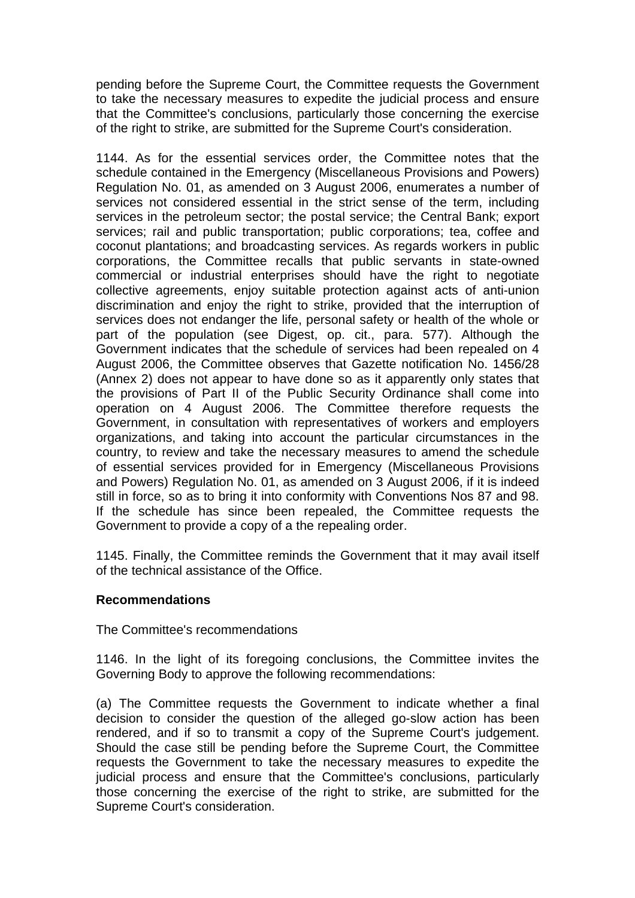pending before the Supreme Court, the Committee requests the Government to take the necessary measures to expedite the judicial process and ensure that the Committee's conclusions, particularly those concerning the exercise of the right to strike, are submitted for the Supreme Court's consideration.

1144. As for the essential services order, the Committee notes that the schedule contained in the Emergency (Miscellaneous Provisions and Powers) Regulation No. 01, as amended on 3 August 2006, enumerates a number of services not considered essential in the strict sense of the term, including services in the petroleum sector; the postal service; the Central Bank; export services; rail and public transportation; public corporations; tea, coffee and coconut plantations; and broadcasting services. As regards workers in public corporations, the Committee recalls that public servants in state-owned commercial or industrial enterprises should have the right to negotiate collective agreements, enjoy suitable protection against acts of anti-union discrimination and enjoy the right to strike, provided that the interruption of services does not endanger the life, personal safety or health of the whole or part of the population (see Digest, op. cit., para. 577). Although the Government indicates that the schedule of services had been repealed on 4 August 2006, the Committee observes that Gazette notification No. 1456/28 (Annex 2) does not appear to have done so as it apparently only states that the provisions of Part II of the Public Security Ordinance shall come into operation on 4 August 2006. The Committee therefore requests the Government, in consultation with representatives of workers and employers organizations, and taking into account the particular circumstances in the country, to review and take the necessary measures to amend the schedule of essential services provided for in Emergency (Miscellaneous Provisions and Powers) Regulation No. 01, as amended on 3 August 2006, if it is indeed still in force, so as to bring it into conformity with Conventions Nos 87 and 98. If the schedule has since been repealed, the Committee requests the Government to provide a copy of a the repealing order.

1145. Finally, the Committee reminds the Government that it may avail itself of the technical assistance of the Office.

**Recommendations**

The Committee's recommendations

1146. In the light of its foregoing conclusions, the Committee invites the Governing Body to approve the following recommendations:

(a) The Committee requests the Government to indicate whether a final decision to consider the question of the alleged go-slow action has been rendered, and if so to transmit a copy of the Supreme Court's judgement. Should the case still be pending before the Supreme Court, the Committee requests the Government to take the necessary measures to expedite the judicial process and ensure that the Committee's conclusions, particularly those concerning the exercise of the right to strike, are submitted for the Supreme Court's consideration.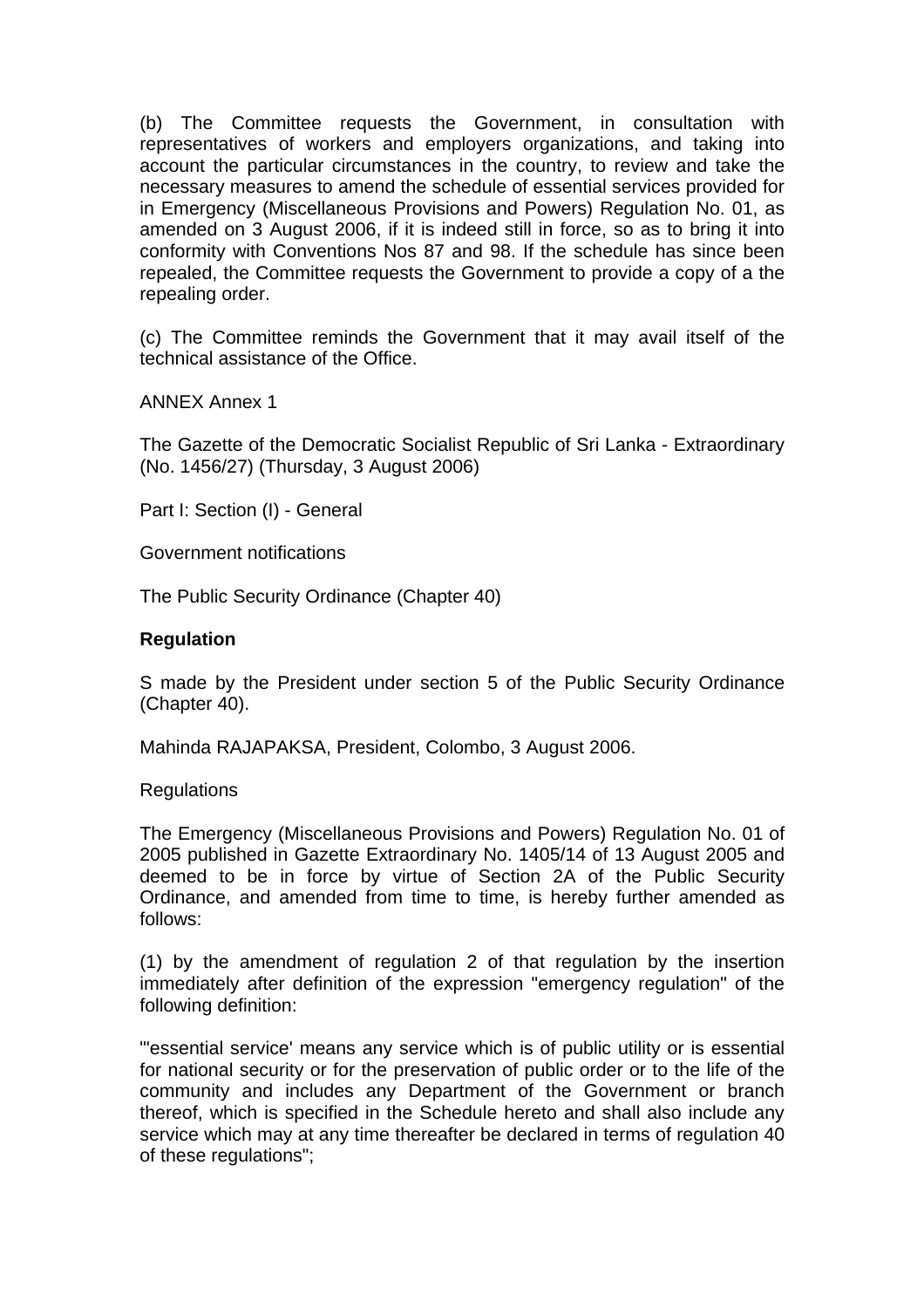(b) The Committee requests the Government, in consultation with representatives of workers and employers organizations, and taking into account the particular circumstances in the country, to review and take the necessary measures to amend the schedule of essential services provided for in Emergency (Miscellaneous Provisions and Powers) Regulation No. 01, as amended on 3 August 2006, if it is indeed still in force, so as to bring it into conformity with Conventions Nos 87 and 98. If the schedule has since been repealed, the Committee requests the Government to provide a copy of a the repealing order.

(c) The Committee reminds the Government that it may avail itself of the technical assistance of the Office.

ANNEX Annex 1

The Gazette of the Democratic Socialist Republic of Sri Lanka - Extraordinary (No. 1456/27) (Thursday, 3 August 2006)

Part I: Section (I) - General

Government notifications

The Public Security Ordinance (Chapter 40)

**Regulation**

S made by the President under section 5 of the Public Security Ordinance (Chapter 40).

Mahinda RAJAPAKSA, President, Colombo, 3 August 2006.

Regulations

The Emergency (Miscellaneous Provisions and Powers) Regulation No. 01 of 2005 published in Gazette Extraordinary No. 1405/14 of 13 August 2005 and deemed to be in force by virtue of Section 2A of the Public Security Ordinance, and amended from time to time, is hereby further amended as follows:

(1) by the amendment of regulation 2 of that regulation by the insertion immediately after definition of the expression "emergency regulation" of the following definition:

"'essential service' means any service which is of public utility or is essential for national security or for the preservation of public order or to the life of the community and includes any Department of the Government or branch thereof, which is specified in the Schedule hereto and shall also include any service which may at any time thereafter be declared in terms of regulation 40 of these regulations";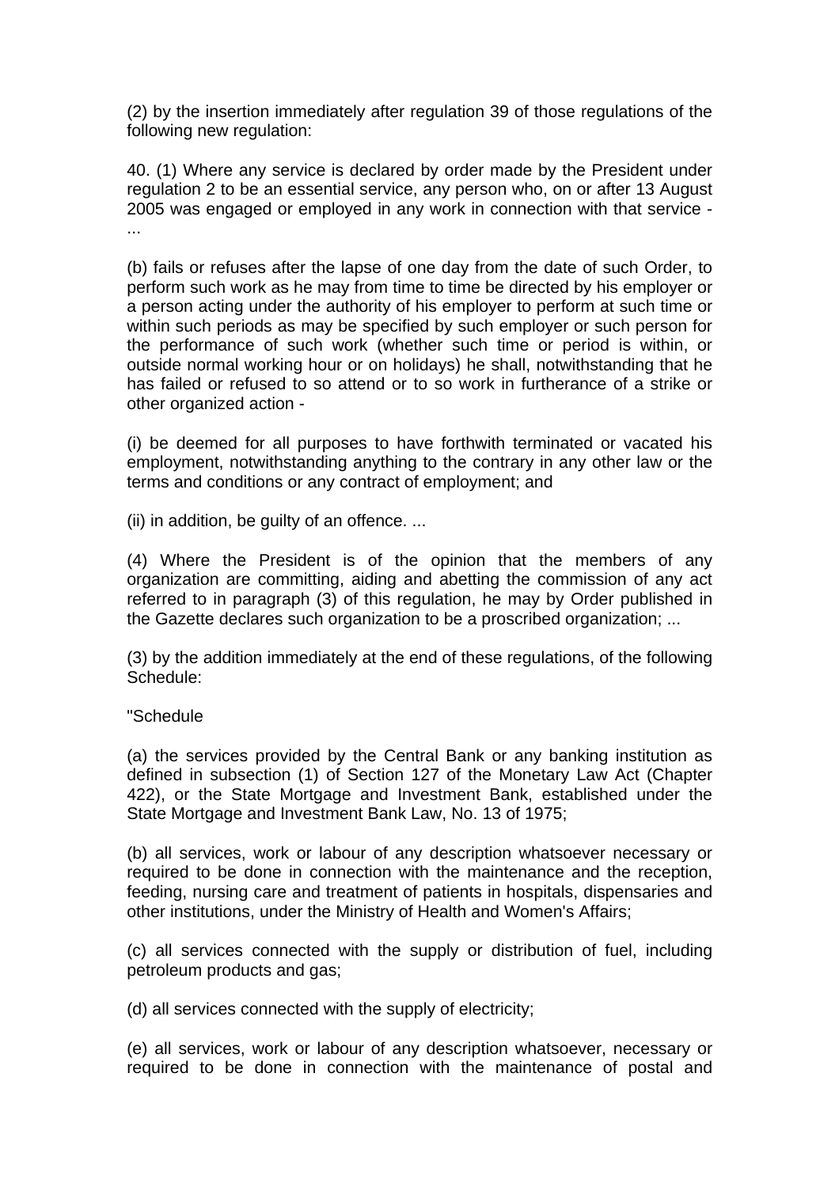(2) by the insertion immediately after regulation 39 of those regulations of the following new regulation:

40. (1) Where any service is declared by order made by the President under regulation 2 to be an essential service, any person who, on or after 13 August 2005 was engaged or employed in any work in connection with that service - ...

(b) fails or refuses after the lapse of one day from the date of such Order, to perform such work as he may from time to time be directed by his employer or a person acting under the authority of his employer to perform at such time or within such periods as may be specified by such employer or such person for the performance of such work (whether such time or period is within, or outside normal working hour or on holidays) he shall, notwithstanding that he has failed or refused to so attend or to so work in furtherance of a strike or other organized action -

(i) be deemed for all purposes to have forthwith terminated or vacated his employment, notwithstanding anything to the contrary in any other law or the terms and conditions or any contract of employment; and

(ii) in addition, be guilty of an offence. ...

(4) Where the President is of the opinion that the members of any organization are committing, aiding and abetting the commission of any act referred to in paragraph (3) of this regulation, he may by Order published in the Gazette declares such organization to be a proscribed organization; ...

(3) by the addition immediately at the end of these regulations, of the following Schedule:

"Schedule

(a) the services provided by the Central Bank or any banking institution as defined in subsection (1) of Section 127 of the Monetary Law Act (Chapter 422), or the State Mortgage and Investment Bank, established under the State Mortgage and Investment Bank Law, No. 13 of 1975;

(b) all services, work or labour of any description whatsoever necessary or required to be done in connection with the maintenance and the reception, feeding, nursing care and treatment of patients in hospitals, dispensaries and other institutions, under the Ministry of Health and Women's Affairs;

(c) all services connected with the supply or distribution of fuel, including petroleum products and gas;

(d) all services connected with the supply of electricity;

(e) all services, work or labour of any description whatsoever, necessary or required to be done in connection with the maintenance of postal and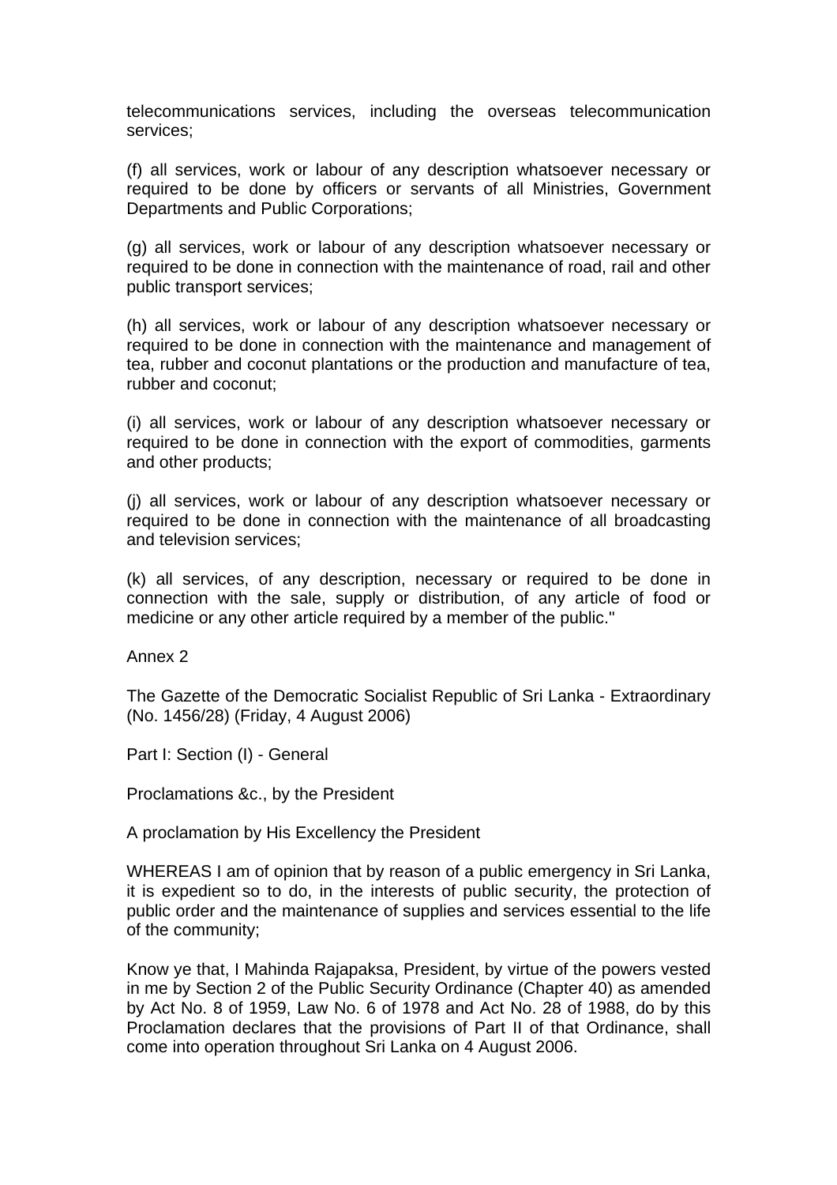telecommunications services, including the overseas telecommunication services;

(f) all services, work or labour of any description whatsoever necessary or required to be done by officers or servants of all Ministries, Government Departments and Public Corporations;

(g) all services, work or labour of any description whatsoever necessary or required to be done in connection with the maintenance of road, rail and other public transport services;

(h) all services, work or labour of any description whatsoever necessary or required to be done in connection with the maintenance and management of tea, rubber and coconut plantations or the production and manufacture of tea, rubber and coconut;

(i) all services, work or labour of any description whatsoever necessary or required to be done in connection with the export of commodities, garments and other products;

(j) all services, work or labour of any description whatsoever necessary or required to be done in connection with the maintenance of all broadcasting and television services;

(k) all services, of any description, necessary or required to be done in connection with the sale, supply or distribution, of any article of food or medicine or any other article required by a member of the public."

Annex 2

The Gazette of the Democratic Socialist Republic of Sri Lanka - Extraordinary (No. 1456/28) (Friday, 4 August 2006)

Part I: Section (I) - General

Proclamations &c., by the President

A proclamation by His Excellency the President

WHEREAS I am of opinion that by reason of a public emergency in Sri Lanka, it is expedient so to do, in the interests of public security, the protection of public order and the maintenance of supplies and services essential to the life of the community;

Know ye that, I Mahinda Rajapaksa, President, by virtue of the powers vested in me by Section 2 of the Public Security Ordinance (Chapter 40) as amended by Act No. 8 of 1959, Law No. 6 of 1978 and Act No. 28 of 1988, do by this Proclamation declares that the provisions of Part II of that Ordinance, shall come into operation throughout Sri Lanka on 4 August 2006.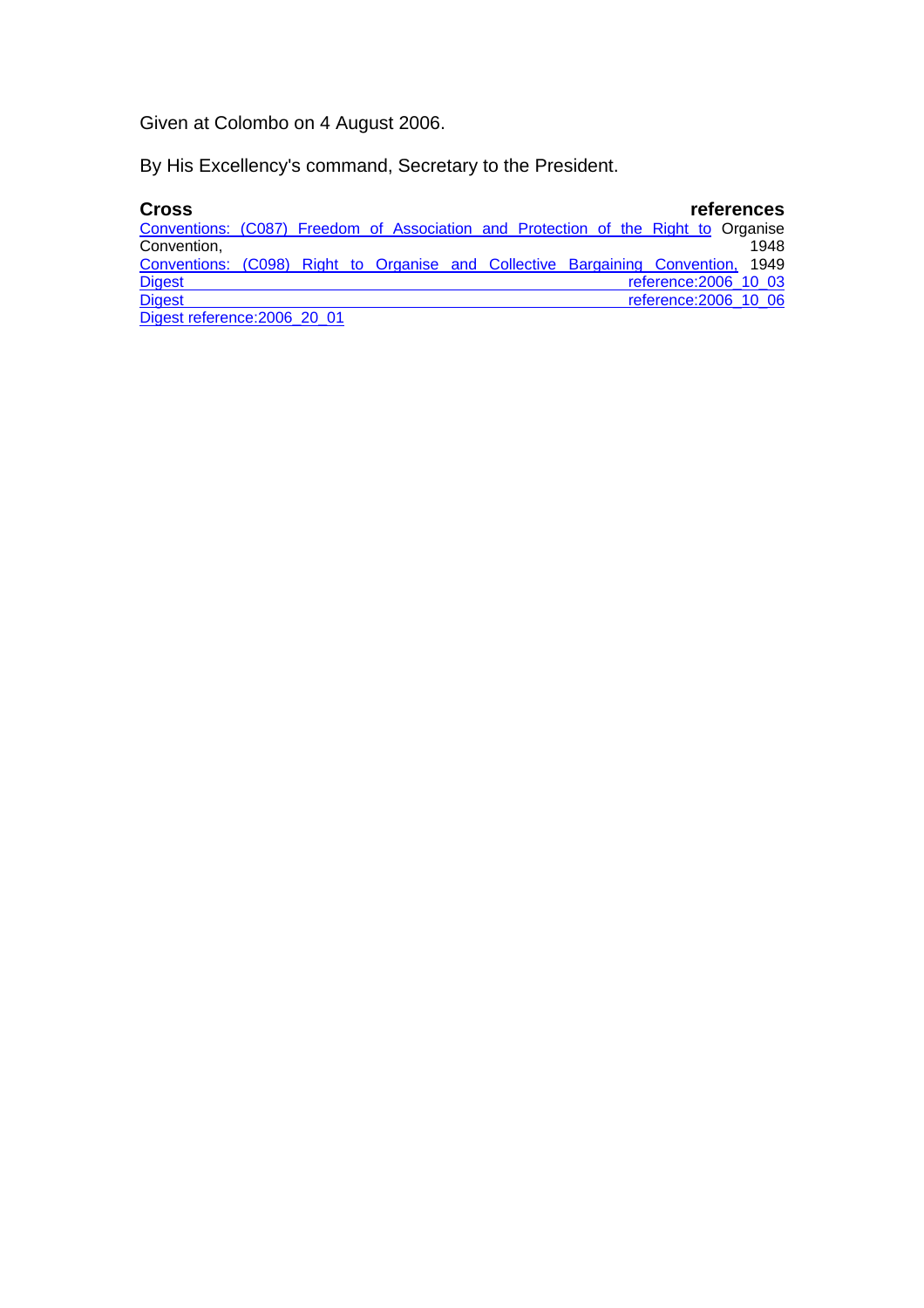Given at Colombo on 4 August 2006.

By His Excellency's command, Secretary to the President.

**Cross references**

Conventions: (C087) Freedom of Association and Protection of the Right to Organise Convention, 1948
Conventions: (C098) Right to Organise and Collective Bargaining Convention, 1949
Digest reference:2006_10_03
Digest reference:2006_10_06
Digest reference:2006_20_01